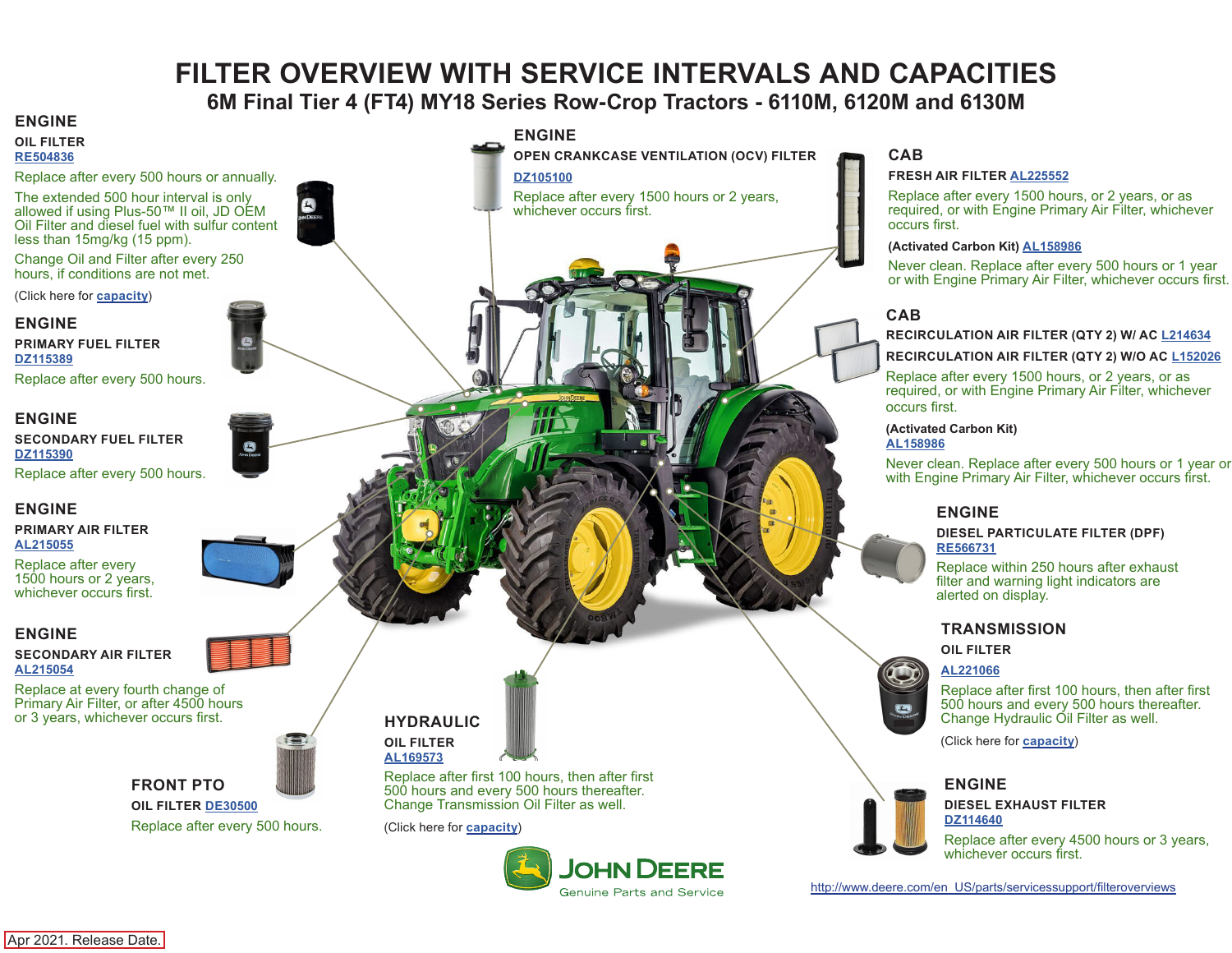# FILTER OVERVIEW WITH SERVICE INTERVALS AND CAPACITIES

## 6M Final Tier 4 (FT4) MY18 Series Row-Crop Tractors - 6110M, 6120M and 6130M

### ENGINE

**OIL FILTER**
RE504836

Replace after every 500 hours or annually.

The extended 500 hour interval is only allowed if using Plus-50™ II oil, JD OEM Oil Filter and diesel fuel with sulfur content less than 15mg/kg (15 ppm).

Change Oil and Filter after every 250 hours, if conditions are not met.

(Click here for capacity)

### ENGINE

**PRIMARY FUEL FILTER**
DZ115389

Replace after every 500 hours.

### ENGINE

**SECONDARY FUEL FILTER**
DZ115390

Replace after every 500 hours.

### ENGINE

**PRIMARY AIR FILTER**
AL215055

Replace after every 1500 hours or 2 years, whichever occurs first.

### ENGINE

**SECONDARY AIR FILTER**
AL215054

Replace at every fourth change of Primary Air Filter, or after 4500 hours or 3 years, whichever occurs first.

### FRONT PTO

**OIL FILTER** DE30500

Replace after every 500 hours.

### ENGINE

**OPEN CRANKCASE VENTILATION (OCV) FILTER**
DZ105100

Replace after every 1500 hours or 2 years, whichever occurs first.

### HYDRAULIC

**OIL FILTER**
AL169573

Replace after first 100 hours, then after first 500 hours and every 500 hours thereafter. Change Transmission Oil Filter as well.

(Click here for capacity)

### CAB

**FRESH AIR FILTER** AL225552

Replace after every 1500 hours, or 2 years, or as required, or with Engine Primary Air Filter, whichever occurs first.

**(Activated Carbon Kit)** AL158986

Never clean. Replace after every 500 hours or 1 year or with Engine Primary Air Filter, whichever occurs first.

### CAB

**RECIRCULATION AIR FILTER (QTY 2) W/ AC** L214634

**RECIRCULATION AIR FILTER (QTY 2) W/O AC** L152026

Replace after every 1500 hours, or 2 years, or as required, or with Engine Primary Air Filter, whichever occurs first.

**(Activated Carbon Kit)**
AL158986

Never clean. Replace after every 500 hours or 1 year or with Engine Primary Air Filter, whichever occurs first.

### ENGINE

**DIESEL PARTICULATE FILTER (DPF)**
RE566731

Replace within 250 hours after exhaust filter and warning light indicators are alerted on display.

### TRANSMISSION

**OIL FILTER**
AL221066

Replace after first 100 hours, then after first 500 hours and every 500 hours thereafter. Change Hydraulic Oil Filter as well.

(Click here for capacity)

### ENGINE

**DIESEL EXHAUST FILTER**
DZ114640

Replace after every 4500 hours or 3 years, whichever occurs first.

JOHN DEERE
Genuine Parts and Service

http://www.deere.com/en_US/parts/servicessupport/filteroverviews

Apr 2021. Release Date.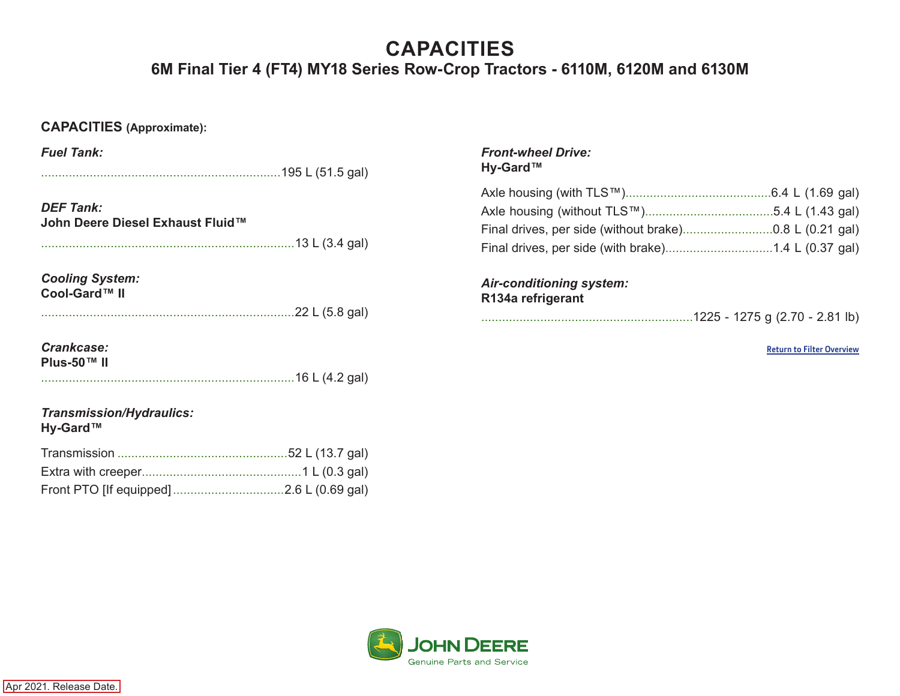# CAPACITIES

## 6M Final Tier 4 (FT4) MY18 Series Row-Crop Tractors - 6110M, 6120M and 6130M

### CAPACITIES (Approximate):

*Fuel Tank:*

.....................................................................195 L (51.5 gal)

*DEF Tank:*
**John Deere Diesel Exhaust Fluid™**

.........................................................................13 L (3.4 gal)

*Cooling System:*
**Cool-Gard™ II**

.........................................................................22 L (5.8 gal)

*Crankcase:*
**Plus-50™ II**

.........................................................................16 L (4.2 gal)

*Transmission/Hydraulics:*
**Hy-Gard™**

Transmission .................................................52 L (13.7 gal)
Extra with creeper..............................................1 L (0.3 gal)
Front PTO [If equipped]................................2.6 L (0.69 gal)

*Front-wheel Drive:*
**Hy-Gard™**

Axle housing (with TLS™)..........................................6.4 L (1.69 gal)
Axle housing (without TLS™).....................................5.4 L (1.43 gal)
Final drives, per side (without brake)..........................0.8 L (0.21 gal)
Final drives, per side (with brake)...............................1.4 L (0.37 gal)

*Air-conditioning system:*
**R134a refrigerant**

.............................................................1225 - 1275 g (2.70 - 2.81 lb)

Return to Filter Overview

JOHN DEERE
Genuine Parts and Service

Apr 2021. Release Date.